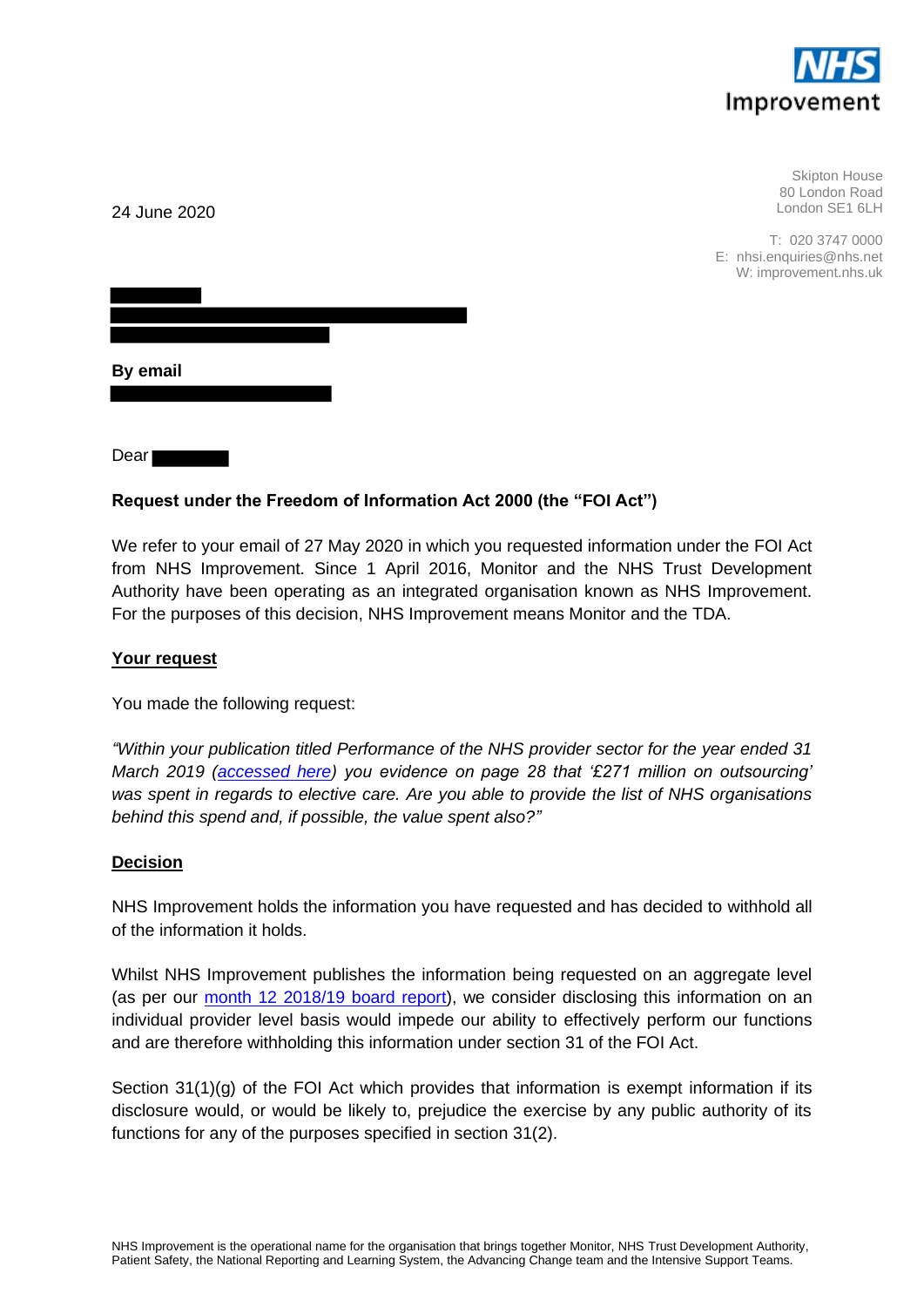NHS Improvement

Skipton House
80 London Road
London SE1 6LH

T: 020 3747 0000
E: nhsi.enquiries@nhs.net
W: improvement.nhs.uk

24 June 2020

**By email**

Dear

**Request under the Freedom of Information Act 2000 (the "FOI Act")**

We refer to your email of 27 May 2020 in which you requested information under the FOI Act from NHS Improvement. Since 1 April 2016, Monitor and the NHS Trust Development Authority have been operating as an integrated organisation known as NHS Improvement. For the purposes of this decision, NHS Improvement means Monitor and the TDA.

**Your request**

You made the following request:

*"Within your publication titled Performance of the NHS provider sector for the year ended 31 March 2019 (accessed here) you evidence on page 28 that '£271 million on outsourcing' was spent in regards to elective care. Are you able to provide the list of NHS organisations behind this spend and, if possible, the value spent also?"*

**Decision**

NHS Improvement holds the information you have requested and has decided to withhold all of the information it holds.

Whilst NHS Improvement publishes the information being requested on an aggregate level (as per our month 12 2018/19 board report), we consider disclosing this information on an individual provider level basis would impede our ability to effectively perform our functions and are therefore withholding this information under section 31 of the FOI Act.

Section 31(1)(g) of the FOI Act which provides that information is exempt information if its disclosure would, or would be likely to, prejudice the exercise by any public authority of its functions for any of the purposes specified in section 31(2).

NHS Improvement is the operational name for the organisation that brings together Monitor, NHS Trust Development Authority, Patient Safety, the National Reporting and Learning System, the Advancing Change team and the Intensive Support Teams.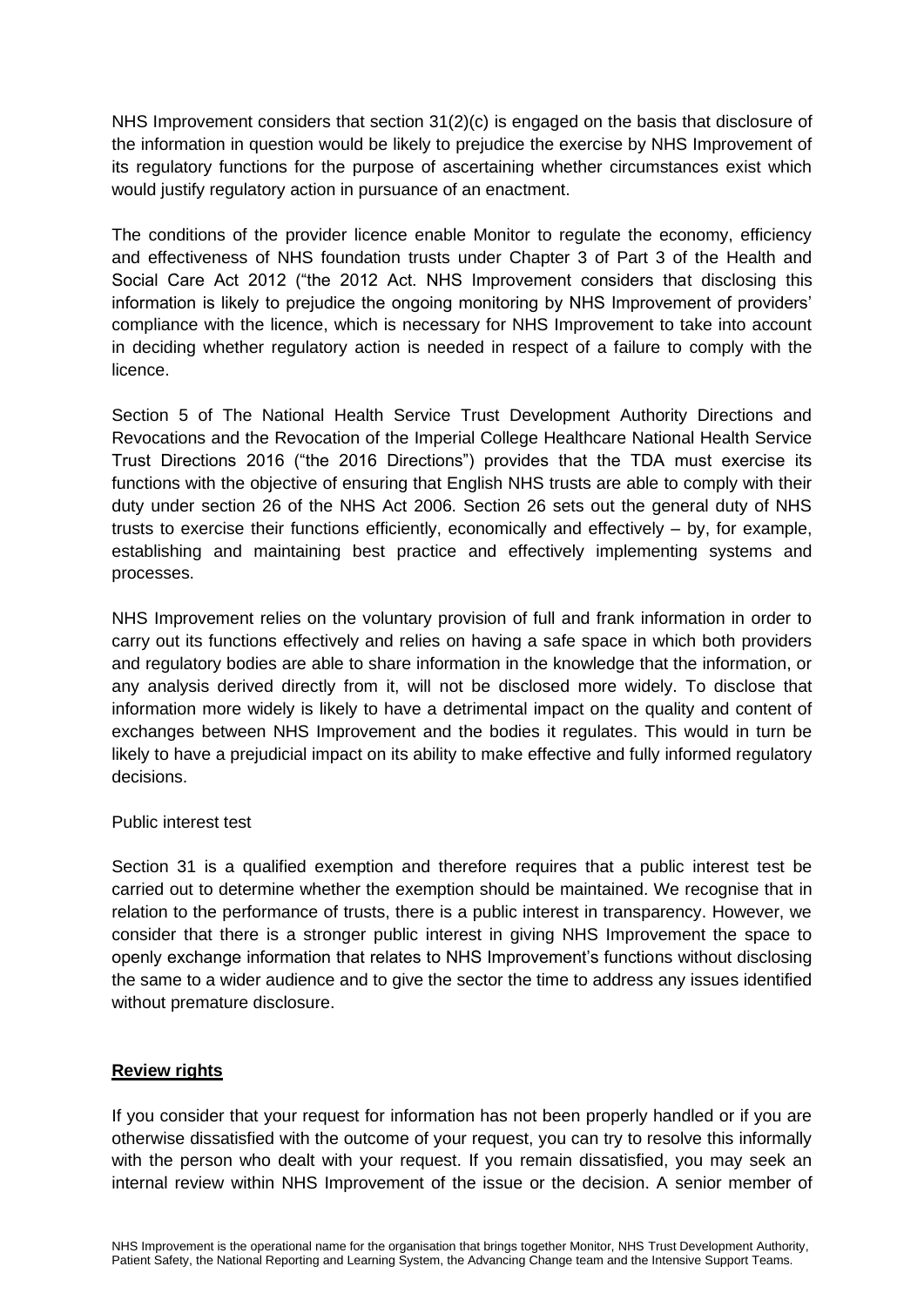NHS Improvement considers that section 31(2)(c) is engaged on the basis that disclosure of the information in question would be likely to prejudice the exercise by NHS Improvement of its regulatory functions for the purpose of ascertaining whether circumstances exist which would justify regulatory action in pursuance of an enactment.

The conditions of the provider licence enable Monitor to regulate the economy, efficiency and effectiveness of NHS foundation trusts under Chapter 3 of Part 3 of the Health and Social Care Act 2012 ("the 2012 Act. NHS Improvement considers that disclosing this information is likely to prejudice the ongoing monitoring by NHS Improvement of providers' compliance with the licence, which is necessary for NHS Improvement to take into account in deciding whether regulatory action is needed in respect of a failure to comply with the licence.

Section 5 of The National Health Service Trust Development Authority Directions and Revocations and the Revocation of the Imperial College Healthcare National Health Service Trust Directions 2016 ("the 2016 Directions") provides that the TDA must exercise its functions with the objective of ensuring that English NHS trusts are able to comply with their duty under section 26 of the NHS Act 2006. Section 26 sets out the general duty of NHS trusts to exercise their functions efficiently, economically and effectively – by, for example, establishing and maintaining best practice and effectively implementing systems and processes.

NHS Improvement relies on the voluntary provision of full and frank information in order to carry out its functions effectively and relies on having a safe space in which both providers and regulatory bodies are able to share information in the knowledge that the information, or any analysis derived directly from it, will not be disclosed more widely. To disclose that information more widely is likely to have a detrimental impact on the quality and content of exchanges between NHS Improvement and the bodies it regulates. This would in turn be likely to have a prejudicial impact on its ability to make effective and fully informed regulatory decisions.

Public interest test

Section 31 is a qualified exemption and therefore requires that a public interest test be carried out to determine whether the exemption should be maintained. We recognise that in relation to the performance of trusts, there is a public interest in transparency. However, we consider that there is a stronger public interest in giving NHS Improvement the space to openly exchange information that relates to NHS Improvement's functions without disclosing the same to a wider audience and to give the sector the time to address any issues identified without premature disclosure.

**Review rights**

If you consider that your request for information has not been properly handled or if you are otherwise dissatisfied with the outcome of your request, you can try to resolve this informally with the person who dealt with your request. If you remain dissatisfied, you may seek an internal review within NHS Improvement of the issue or the decision. A senior member of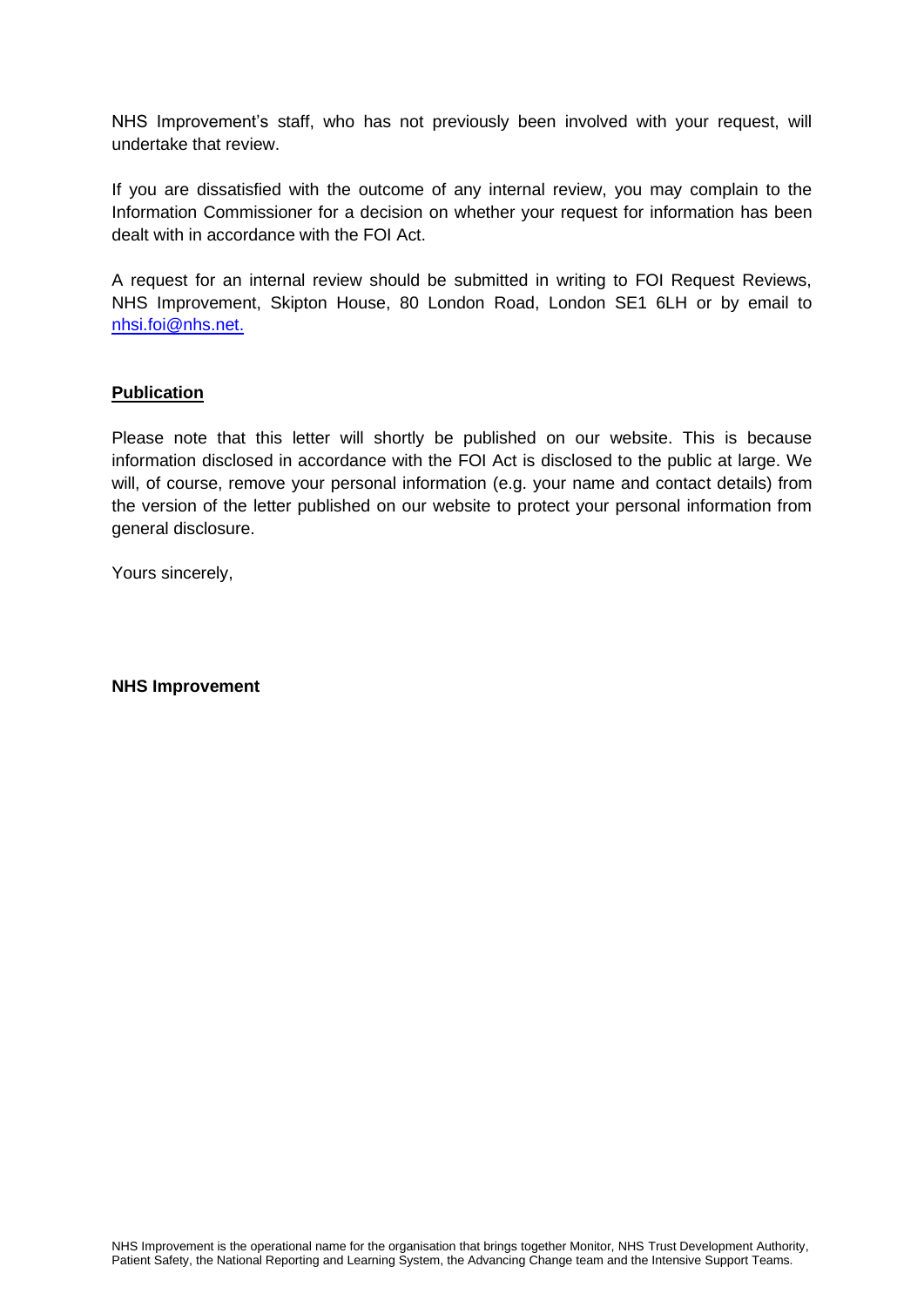NHS Improvement's staff, who has not previously been involved with your request, will undertake that review.

If you are dissatisfied with the outcome of any internal review, you may complain to the Information Commissioner for a decision on whether your request for information has been dealt with in accordance with the FOI Act.

A request for an internal review should be submitted in writing to FOI Request Reviews, NHS Improvement, Skipton House, 80 London Road, London SE1 6LH or by email to nhsi.foi@nhs.net.

**Publication**

Please note that this letter will shortly be published on our website. This is because information disclosed in accordance with the FOI Act is disclosed to the public at large. We will, of course, remove your personal information (e.g. your name and contact details) from the version of the letter published on our website to protect your personal information from general disclosure.

Yours sincerely,

**NHS Improvement**

NHS Improvement is the operational name for the organisation that brings together Monitor, NHS Trust Development Authority, Patient Safety, the National Reporting and Learning System, the Advancing Change team and the Intensive Support Teams.